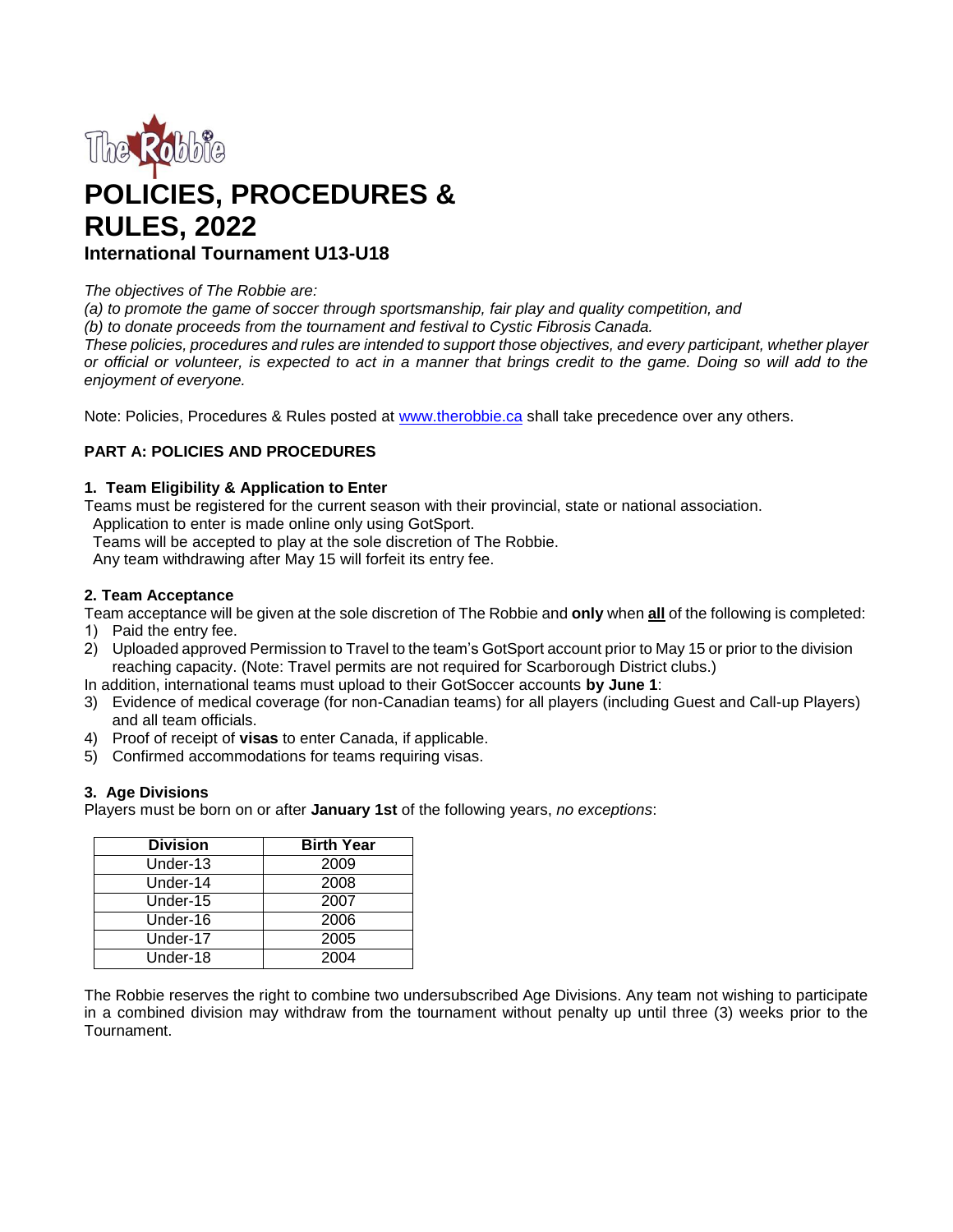# POLICIES, PROCEDURES & RULES, 2022

### International Tournament U13-U18

*The objectives of The Robbie are:*
*(a) to promote the game of soccer through sportsmanship, fair play and quality competition, and*
*(b) to donate proceeds from the tournament and festival to Cystic Fibrosis Canada.*
*These policies, procedures and rules are intended to support those objectives, and every participant, whether player or official or volunteer, is expected to act in a manner that brings credit to the game. Doing so will add to the enjoyment of everyone.*

Note: Policies, Procedures & Rules posted at www.therobbie.ca shall take precedence over any others.

## PART A: POLICIES AND PROCEDURES

### 1. Team Eligibility & Application to Enter

Teams must be registered for the current season with their provincial, state or national association.
Application to enter is made online only using GotSport.
Teams will be accepted to play at the sole discretion of The Robbie.
Any team withdrawing after May 15 will forfeit its entry fee.

### 2. Team Acceptance

Team acceptance will be given at the sole discretion of The Robbie and **only** when **<u>all</u>** of the following is completed:

1) Paid the entry fee.
2) Uploaded approved Permission to Travel to the team's GotSport account prior to May 15 or prior to the division reaching capacity. (Note: Travel permits are not required for Scarborough District clubs.)

In addition, international teams must upload to their GotSoccer accounts **by June 1**:

3) Evidence of medical coverage (for non-Canadian teams) for all players (including Guest and Call-up Players) and all team officials.
4) Proof of receipt of **visas** to enter Canada, if applicable.
5) Confirmed accommodations for teams requiring visas.

### 3. Age Divisions

Players must be born on or after **January 1st** of the following years, *no exceptions*:

| Division | Birth Year |
|---|---|
| Under-13 | 2009 |
| Under-14 | 2008 |
| Under-15 | 2007 |
| Under-16 | 2006 |
| Under-17 | 2005 |
| Under-18 | 2004 |

The Robbie reserves the right to combine two undersubscribed Age Divisions. Any team not wishing to participate in a combined division may withdraw from the tournament without penalty up until three (3) weeks prior to the Tournament.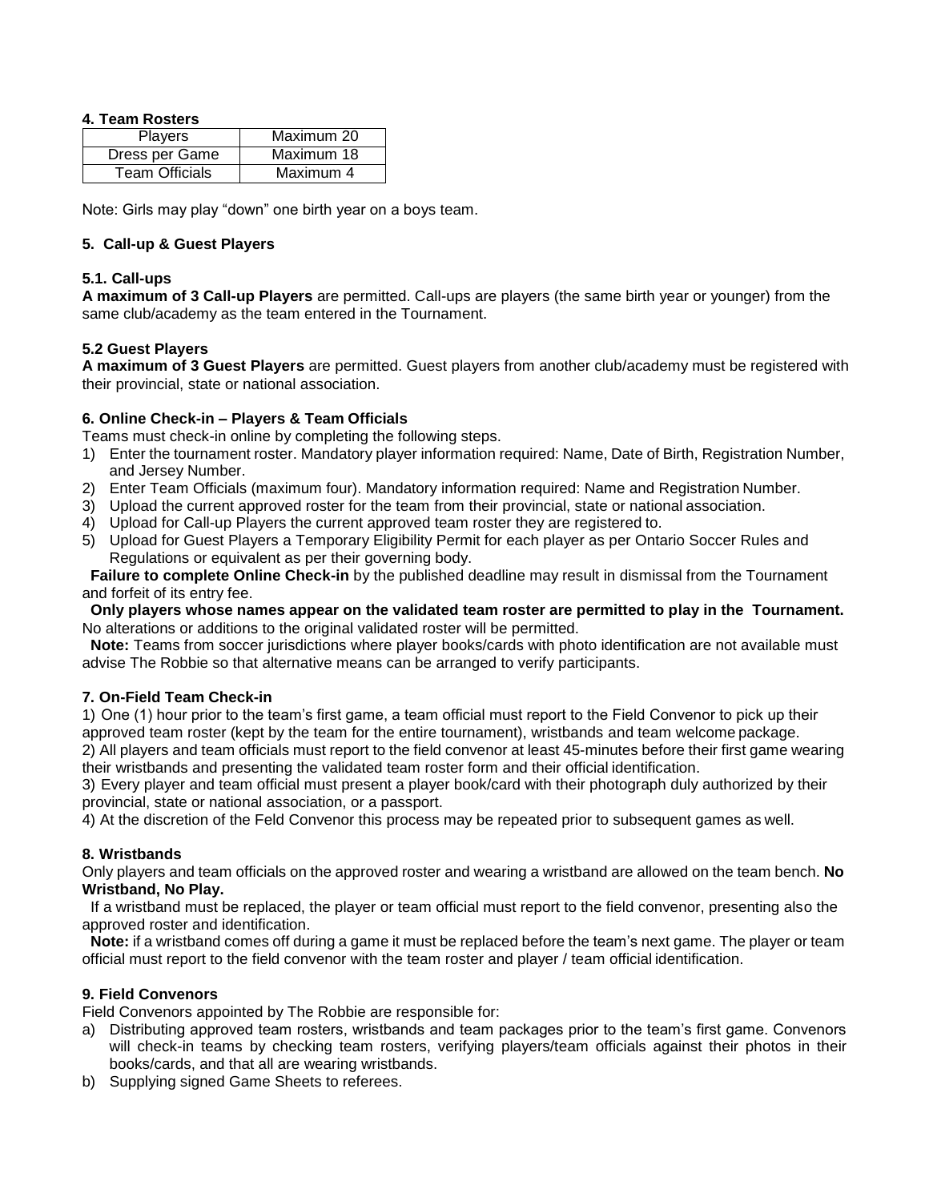**4. Team Rosters**

| Players | Maximum 20 |
|---|---|
| Dress per Game | Maximum 18 |
| Team Officials | Maximum 4 |

Note: Girls may play “down” one birth year on a boys team.

**5. Call-up & Guest Players**

**5.1. Call-ups**

**A maximum of 3 Call-up Players** are permitted. Call-ups are players (the same birth year or younger) from the same club/academy as the team entered in the Tournament.

**5.2 Guest Players**

**A maximum of 3 Guest Players** are permitted. Guest players from another club/academy must be registered with their provincial, state or national association.

**6. Online Check-in – Players & Team Officials**

Teams must check-in online by completing the following steps.

1) Enter the tournament roster. Mandatory player information required: Name, Date of Birth, Registration Number, and Jersey Number.
2) Enter Team Officials (maximum four). Mandatory information required: Name and Registration Number.
3) Upload the current approved roster for the team from their provincial, state or national association.
4) Upload for Call-up Players the current approved team roster they are registered to.
5) Upload for Guest Players a Temporary Eligibility Permit for each player as per Ontario Soccer Rules and Regulations or equivalent as per their governing body.

**Failure to complete Online Check-in** by the published deadline may result in dismissal from the Tournament and forfeit of its entry fee.

**Only players whose names appear on the validated team roster are permitted to play in the Tournament.** No alterations or additions to the original validated roster will be permitted.

**Note:** Teams from soccer jurisdictions where player books/cards with photo identification are not available must advise The Robbie so that alternative means can be arranged to verify participants.

**7. On-Field Team Check-in**

1) One (1) hour prior to the team’s first game, a team official must report to the Field Convenor to pick up their approved team roster (kept by the team for the entire tournament), wristbands and team welcome package.
2) All players and team officials must report to the field convenor at least 45-minutes before their first game wearing their wristbands and presenting the validated team roster form and their official identification.
3) Every player and team official must present a player book/card with their photograph duly authorized by their provincial, state or national association, or a passport.
4) At the discretion of the Feld Convenor this process may be repeated prior to subsequent games as well.

**8. Wristbands**

Only players and team officials on the approved roster and wearing a wristband are allowed on the team bench. **No Wristband, No Play.**

If a wristband must be replaced, the player or team official must report to the field convenor, presenting also the approved roster and identification.

**Note:** if a wristband comes off during a game it must be replaced before the team’s next game. The player or team official must report to the field convenor with the team roster and player / team official identification.

**9. Field Convenors**

Field Convenors appointed by The Robbie are responsible for:

a) Distributing approved team rosters, wristbands and team packages prior to the team’s first game. Convenors will check-in teams by checking team rosters, verifying players/team officials against their photos in their books/cards, and that all are wearing wristbands.
b) Supplying signed Game Sheets to referees.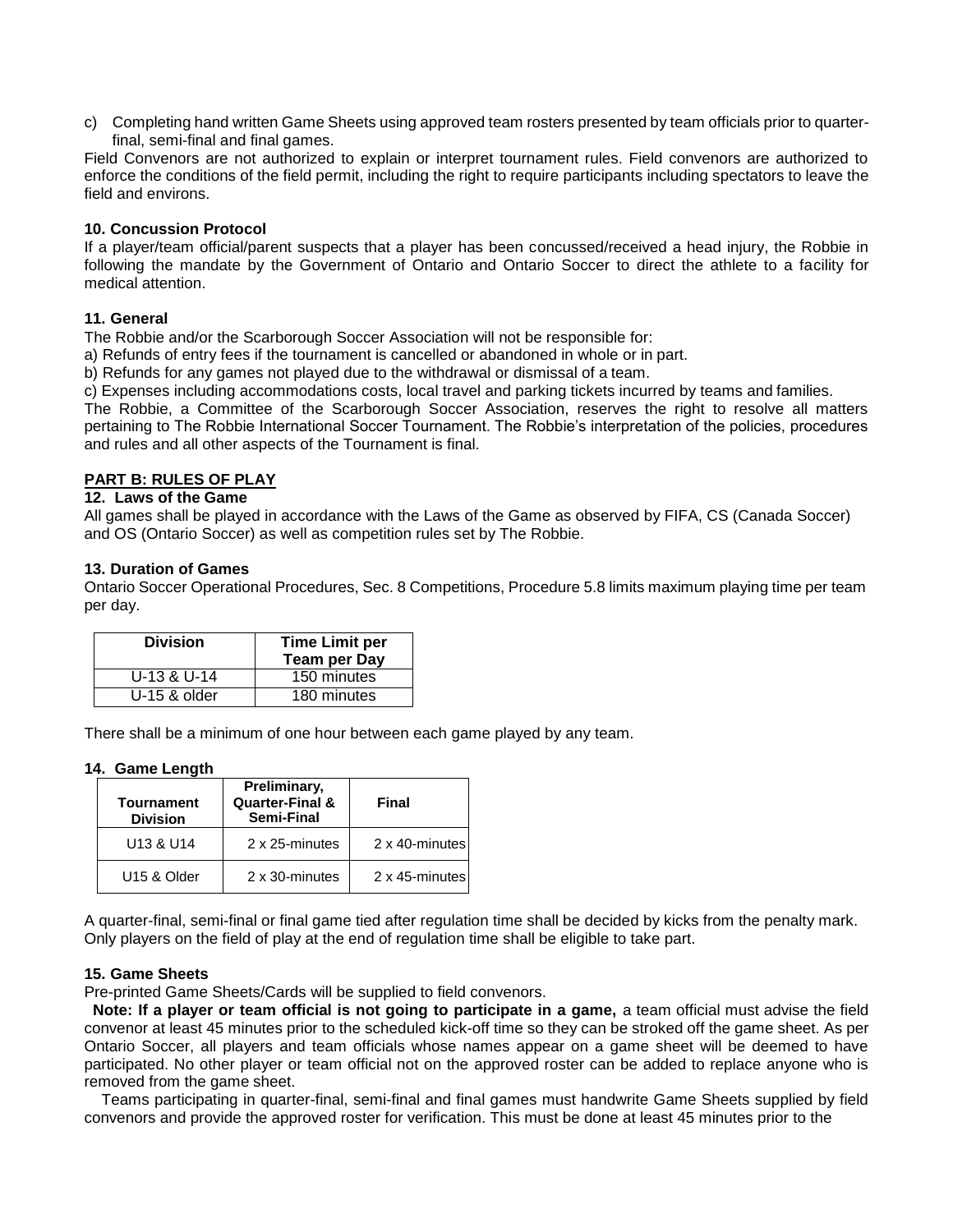c) Completing hand written Game Sheets using approved team rosters presented by team officials prior to quarter-final, semi-final and final games.

Field Convenors are not authorized to explain or interpret tournament rules. Field convenors are authorized to enforce the conditions of the field permit, including the right to require participants including spectators to leave the field and environs.

### 10. Concussion Protocol

If a player/team official/parent suspects that a player has been concussed/received a head injury, the Robbie in following the mandate by the Government of Ontario and Ontario Soccer to direct the athlete to a facility for medical attention.

### 11. General

The Robbie and/or the Scarborough Soccer Association will not be responsible for:

a) Refunds of entry fees if the tournament is cancelled or abandoned in whole or in part.

b) Refunds for any games not played due to the withdrawal or dismissal of a team.

c) Expenses including accommodations costs, local travel and parking tickets incurred by teams and families.

The Robbie, a Committee of the Scarborough Soccer Association, reserves the right to resolve all matters pertaining to The Robbie International Soccer Tournament. The Robbie's interpretation of the policies, procedures and rules and all other aspects of the Tournament is final.

## PART B: RULES OF PLAY

### 12. Laws of the Game

All games shall be played in accordance with the Laws of the Game as observed by FIFA, CS (Canada Soccer) and OS (Ontario Soccer) as well as competition rules set by The Robbie.

### 13. Duration of Games

Ontario Soccer Operational Procedures, Sec. 8 Competitions, Procedure 5.8 limits maximum playing time per team per day.

| Division | Time Limit per Team per Day |
|---|---|
| U-13 & U-14 | 150 minutes |
| U-15 & older | 180 minutes |

There shall be a minimum of one hour between each game played by any team.

### 14. Game Length

| Tournament Division | Preliminary, Quarter-Final & Semi-Final | Final |
|---|---|---|
| U13 & U14 | 2 x 25-minutes | 2 x 40-minutes |
| U15 & Older | 2 x 30-minutes | 2 x 45-minutes |

A quarter-final, semi-final or final game tied after regulation time shall be decided by kicks from the penalty mark. Only players on the field of play at the end of regulation time shall be eligible to take part.

### 15. Game Sheets

Pre-printed Game Sheets/Cards will be supplied to field convenors.

**Note: If a player or team official is not going to participate in a game,** a team official must advise the field convenor at least 45 minutes prior to the scheduled kick-off time so they can be stroked off the game sheet. As per Ontario Soccer, all players and team officials whose names appear on a game sheet will be deemed to have participated. No other player or team official not on the approved roster can be added to replace anyone who is removed from the game sheet.

Teams participating in quarter-final, semi-final and final games must handwrite Game Sheets supplied by field convenors and provide the approved roster for verification. This must be done at least 45 minutes prior to the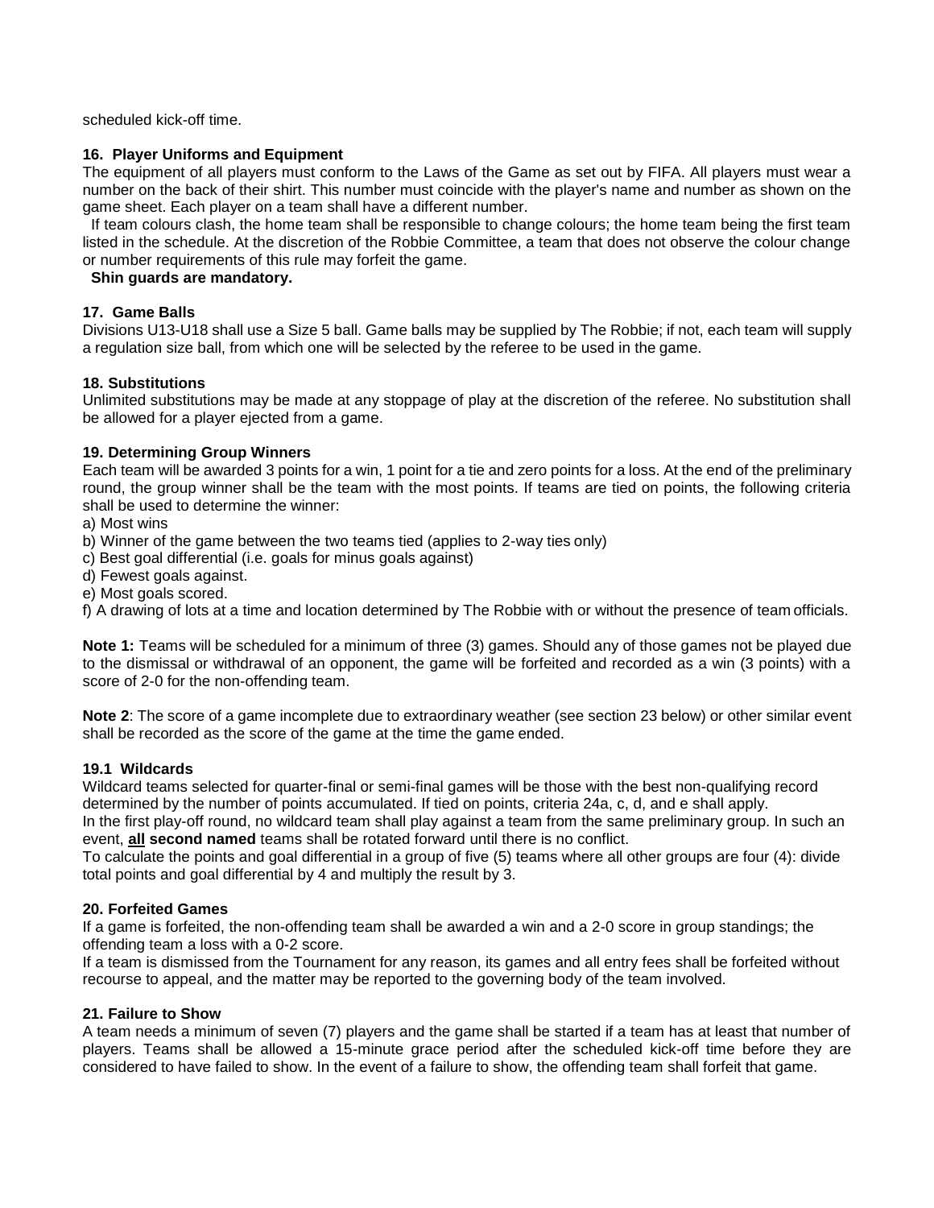scheduled kick-off time.

### 16. Player Uniforms and Equipment

The equipment of all players must conform to the Laws of the Game as set out by FIFA. All players must wear a number on the back of their shirt. This number must coincide with the player's name and number as shown on the game sheet. Each player on a team shall have a different number.

If team colours clash, the home team shall be responsible to change colours; the home team being the first team listed in the schedule. At the discretion of the Robbie Committee, a team that does not observe the colour change or number requirements of this rule may forfeit the game.

**Shin guards are mandatory.**

### 17. Game Balls

Divisions U13-U18 shall use a Size 5 ball. Game balls may be supplied by The Robbie; if not, each team will supply a regulation size ball, from which one will be selected by the referee to be used in the game.

### 18. Substitutions

Unlimited substitutions may be made at any stoppage of play at the discretion of the referee. No substitution shall be allowed for a player ejected from a game.

### 19. Determining Group Winners

Each team will be awarded 3 points for a win, 1 point for a tie and zero points for a loss. At the end of the preliminary round, the group winner shall be the team with the most points. If teams are tied on points, the following criteria shall be used to determine the winner:

a) Most wins
b) Winner of the game between the two teams tied (applies to 2-way ties only)
c) Best goal differential (i.e. goals for minus goals against)
d) Fewest goals against.
e) Most goals scored.
f) A drawing of lots at a time and location determined by The Robbie with or without the presence of team officials.

**Note 1:** Teams will be scheduled for a minimum of three (3) games. Should any of those games not be played due to the dismissal or withdrawal of an opponent, the game will be forfeited and recorded as a win (3 points) with a score of 2-0 for the non-offending team.

**Note 2**: The score of a game incomplete due to extraordinary weather (see section 23 below) or other similar event shall be recorded as the score of the game at the time the game ended.

### 19.1 Wildcards

Wildcard teams selected for quarter-final or semi-final games will be those with the best non-qualifying record determined by the number of points accumulated. If tied on points, criteria 24a, c, d, and e shall apply.

In the first play-off round, no wildcard team shall play against a team from the same preliminary group. In such an event, **all second named** teams shall be rotated forward until there is no conflict.

To calculate the points and goal differential in a group of five (5) teams where all other groups are four (4): divide total points and goal differential by 4 and multiply the result by 3.

### 20. Forfeited Games

If a game is forfeited, the non-offending team shall be awarded a win and a 2-0 score in group standings; the offending team a loss with a 0-2 score.

If a team is dismissed from the Tournament for any reason, its games and all entry fees shall be forfeited without recourse to appeal, and the matter may be reported to the governing body of the team involved.

### 21. Failure to Show

A team needs a minimum of seven (7) players and the game shall be started if a team has at least that number of players. Teams shall be allowed a 15-minute grace period after the scheduled kick-off time before they are considered to have failed to show. In the event of a failure to show, the offending team shall forfeit that game.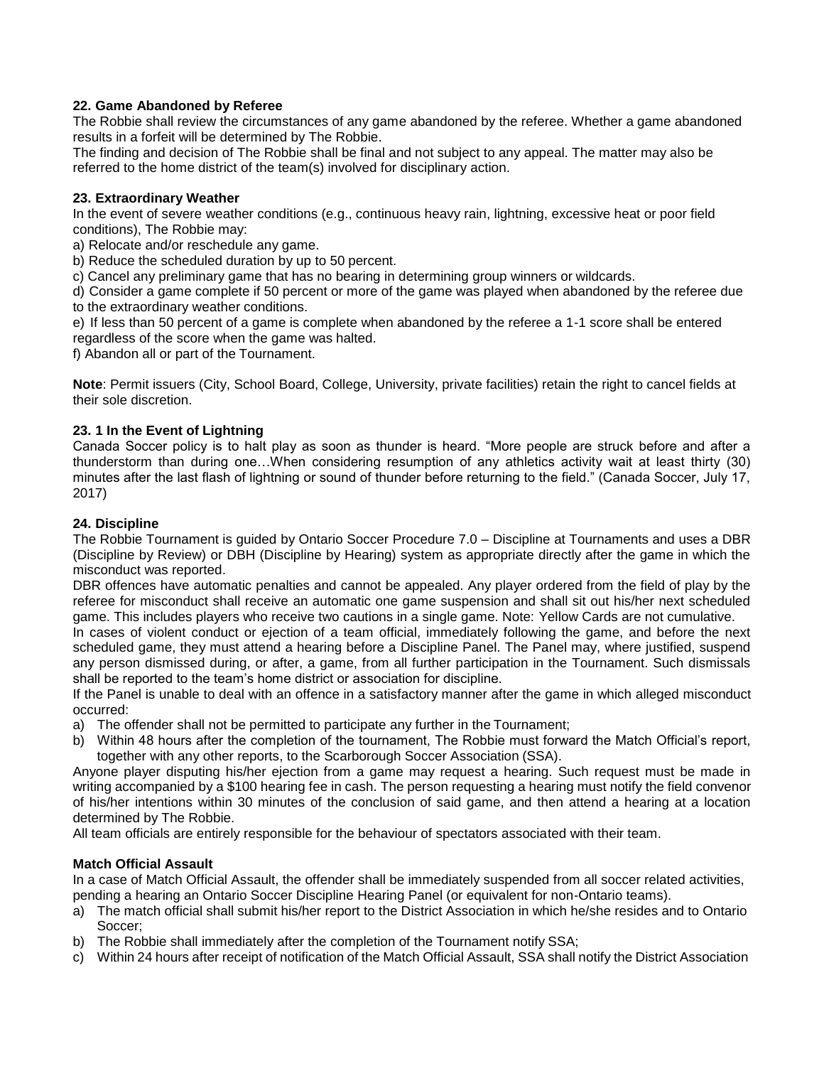### 22. Game Abandoned by Referee

The Robbie shall review the circumstances of any game abandoned by the referee. Whether a game abandoned results in a forfeit will be determined by The Robbie.

The finding and decision of The Robbie shall be final and not subject to any appeal. The matter may also be referred to the home district of the team(s) involved for disciplinary action.

### 23. Extraordinary Weather

In the event of severe weather conditions (e.g., continuous heavy rain, lightning, excessive heat or poor field conditions), The Robbie may:

a) Relocate and/or reschedule any game.

b) Reduce the scheduled duration by up to 50 percent.

c) Cancel any preliminary game that has no bearing in determining group winners or wildcards.

d) Consider a game complete if 50 percent or more of the game was played when abandoned by the referee due to the extraordinary weather conditions.

e) If less than 50 percent of a game is complete when abandoned by the referee a 1-1 score shall be entered regardless of the score when the game was halted.

f) Abandon all or part of the Tournament.

**Note**: Permit issuers (City, School Board, College, University, private facilities) retain the right to cancel fields at their sole discretion.

### 23. 1 In the Event of Lightning

Canada Soccer policy is to halt play as soon as thunder is heard. "More people are struck before and after a thunderstorm than during one…When considering resumption of any athletics activity wait at least thirty (30) minutes after the last flash of lightning or sound of thunder before returning to the field." (Canada Soccer, July 17, 2017)

### 24. Discipline

The Robbie Tournament is guided by Ontario Soccer Procedure 7.0 – Discipline at Tournaments and uses a DBR (Discipline by Review) or DBH (Discipline by Hearing) system as appropriate directly after the game in which the misconduct was reported.

DBR offences have automatic penalties and cannot be appealed. Any player ordered from the field of play by the referee for misconduct shall receive an automatic one game suspension and shall sit out his/her next scheduled game. This includes players who receive two cautions in a single game. Note: Yellow Cards are not cumulative.

In cases of violent conduct or ejection of a team official, immediately following the game, and before the next scheduled game, they must attend a hearing before a Discipline Panel. The Panel may, where justified, suspend any person dismissed during, or after, a game, from all further participation in the Tournament. Such dismissals shall be reported to the team's home district or association for discipline.

If the Panel is unable to deal with an offence in a satisfactory manner after the game in which alleged misconduct occurred:

a) The offender shall not be permitted to participate any further in the Tournament;
b) Within 48 hours after the completion of the tournament, The Robbie must forward the Match Official's report, together with any other reports, to the Scarborough Soccer Association (SSA).

Anyone player disputing his/her ejection from a game may request a hearing. Such request must be made in writing accompanied by a $100 hearing fee in cash. The person requesting a hearing must notify the field convenor of his/her intentions within 30 minutes of the conclusion of said game, and then attend a hearing at a location determined by The Robbie.

All team officials are entirely responsible for the behaviour of spectators associated with their team.

**Match Official Assault**

In a case of Match Official Assault, the offender shall be immediately suspended from all soccer related activities, pending a hearing an Ontario Soccer Discipline Hearing Panel (or equivalent for non-Ontario teams).

a) The match official shall submit his/her report to the District Association in which he/she resides and to Ontario Soccer;
b) The Robbie shall immediately after the completion of the Tournament notify SSA;
c) Within 24 hours after receipt of notification of the Match Official Assault, SSA shall notify the District Association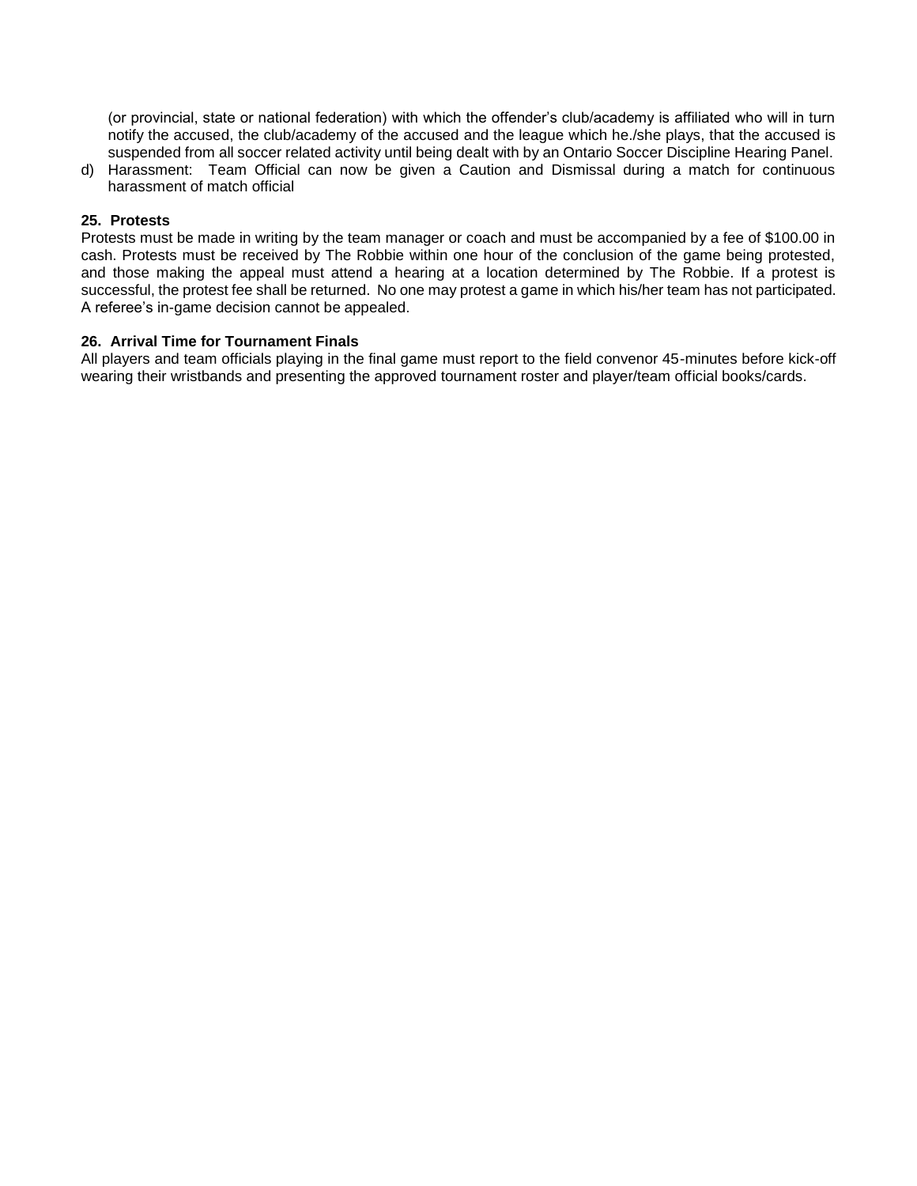(or provincial, state or national federation) with which the offender's club/academy is affiliated who will in turn notify the accused, the club/academy of the accused and the league which he./she plays, that the accused is suspended from all soccer related activity until being dealt with by an Ontario Soccer Discipline Hearing Panel.

d) Harassment: Team Official can now be given a Caution and Dismissal during a match for continuous harassment of match official

**25. Protests**

Protests must be made in writing by the team manager or coach and must be accompanied by a fee of $100.00 in cash. Protests must be received by The Robbie within one hour of the conclusion of the game being protested, and those making the appeal must attend a hearing at a location determined by The Robbie. If a protest is successful, the protest fee shall be returned. No one may protest a game in which his/her team has not participated. A referee's in-game decision cannot be appealed.

**26. Arrival Time for Tournament Finals**

All players and team officials playing in the final game must report to the field convenor 45-minutes before kick-off wearing their wristbands and presenting the approved tournament roster and player/team official books/cards.